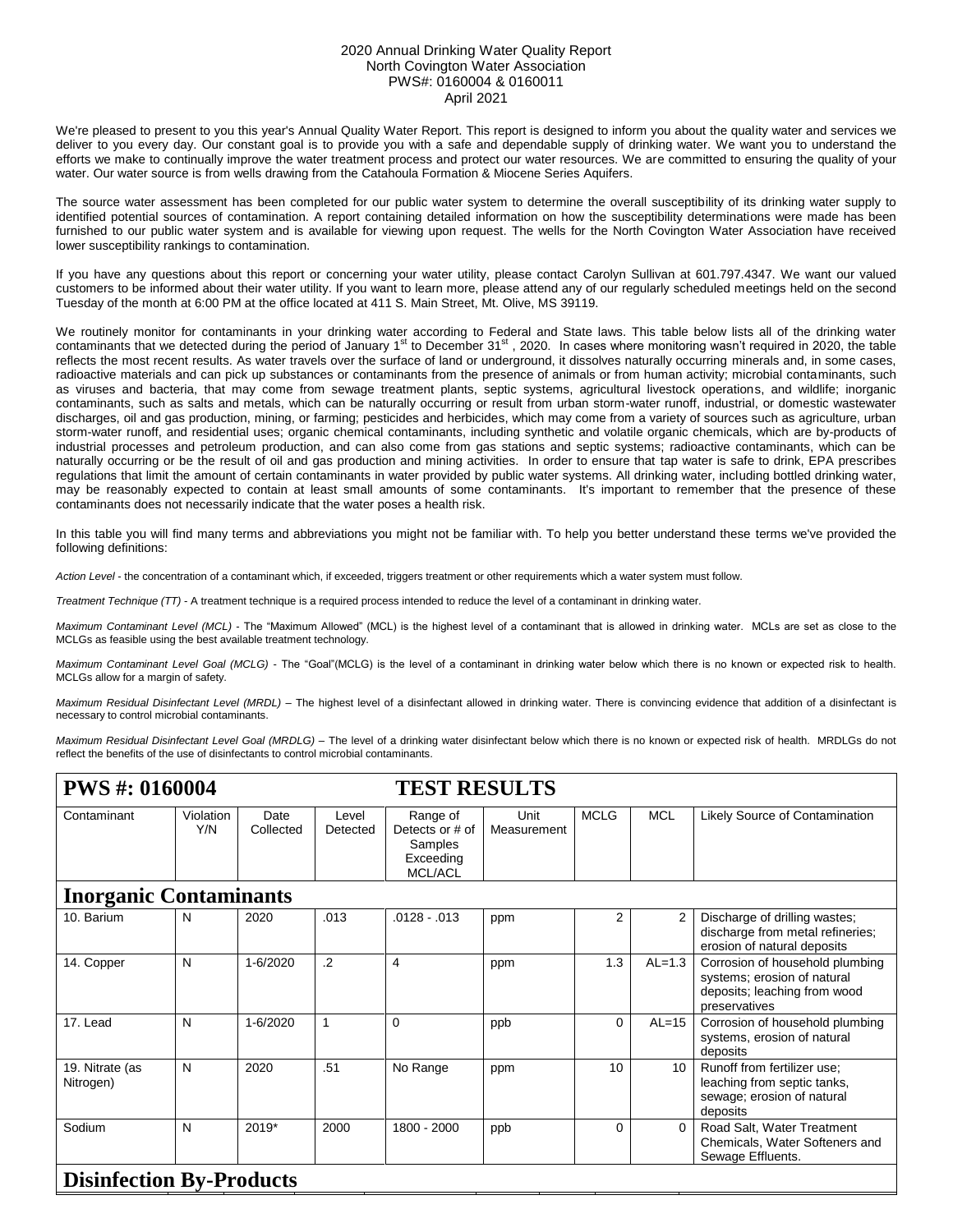2020 Annual Drinking Water Quality Report
North Covington Water Association
PWS#: 0160004 & 0160011
April 2021

We're pleased to present to you this year's Annual Quality Water Report. This report is designed to inform you about the quality water and services we deliver to you every day. Our constant goal is to provide you with a safe and dependable supply of drinking water. We want you to understand the efforts we make to continually improve the water treatment process and protect our water resources. We are committed to ensuring the quality of your water. Our water source is from wells drawing from the Catahoula Formation & Miocene Series Aquifers.

The source water assessment has been completed for our public water system to determine the overall susceptibility of its drinking water supply to identified potential sources of contamination. A report containing detailed information on how the susceptibility determinations were made has been furnished to our public water system and is available for viewing upon request. The wells for the North Covington Water Association have received lower susceptibility rankings to contamination.

If you have any questions about this report or concerning your water utility, please contact Carolyn Sullivan at 601.797.4347. We want our valued customers to be informed about their water utility. If you want to learn more, please attend any of our regularly scheduled meetings held on the second Tuesday of the month at 6:00 PM at the office located at 411 S. Main Street, Mt. Olive, MS 39119.

We routinely monitor for contaminants in your drinking water according to Federal and State laws. This table below lists all of the drinking water contaminants that we detected during the period of January 1st to December 31st, 2020. In cases where monitoring wasn't required in 2020, the table reflects the most recent results. As water travels over the surface of land or underground, it dissolves naturally occurring minerals and, in some cases, radioactive materials and can pick up substances or contaminants from the presence of animals or from human activity; microbial contaminants, such as viruses and bacteria, that may come from sewage treatment plants, septic systems, agricultural livestock operations, and wildlife; inorganic contaminants, such as salts and metals, which can be naturally occurring or result from urban storm-water runoff, industrial, or domestic wastewater discharges, oil and gas production, mining, or farming; pesticides and herbicides, which may come from a variety of sources such as agriculture, urban storm-water runoff, and residential uses; organic chemical contaminants, including synthetic and volatile organic chemicals, which are by-products of industrial processes and petroleum production, and can also come from gas stations and septic systems; radioactive contaminants, which can be naturally occurring or be the result of oil and gas production and mining activities. In order to ensure that tap water is safe to drink, EPA prescribes regulations that limit the amount of certain contaminants in water provided by public water systems. All drinking water, including bottled drinking water, may be reasonably expected to contain at least small amounts of some contaminants. It's important to remember that the presence of these contaminants does not necessarily indicate that the water poses a health risk.

In this table you will find many terms and abbreviations you might not be familiar with. To help you better understand these terms we've provided the following definitions:

*Action Level* - the concentration of a contaminant which, if exceeded, triggers treatment or other requirements which a water system must follow.

*Treatment Technique (TT)* - A treatment technique is a required process intended to reduce the level of a contaminant in drinking water.

*Maximum Contaminant Level (MCL)* - The "Maximum Allowed" (MCL) is the highest level of a contaminant that is allowed in drinking water. MCLs are set as close to the MCLGs as feasible using the best available treatment technology.

*Maximum Contaminant Level Goal (MCLG)* - The "Goal"(MCLG) is the level of a contaminant in drinking water below which there is no known or expected risk to health. MCLGs allow for a margin of safety.

*Maximum Residual Disinfectant Level (MRDL)* – The highest level of a disinfectant allowed in drinking water. There is convincing evidence that addition of a disinfectant is necessary to control microbial contaminants.

*Maximum Residual Disinfectant Level Goal (MRDLG)* – The level of a drinking water disinfectant below which there is no known or expected risk of health. MRDLGs do not reflect the benefits of the use of disinfectants to control microbial contaminants.

## PWS #: 0160004 TEST RESULTS

| Contaminant | Violation Y/N | Date Collected | Level Detected | Range of Detects or # of Samples Exceeding MCL/ACL | Unit Measurement | MCLG | MCL | Likely Source of Contamination |
|---|---|---|---|---|---|---|---|---|
| **Inorganic Contaminants** | | | | | | | | |
| 10. Barium | N | 2020 | .013 | .0128 - .013 | ppm | 2 | 2 | Discharge of drilling wastes; discharge from metal refineries; erosion of natural deposits |
| 14. Copper | N | 1-6/2020 | .2 | 4 | ppm | 1.3 | AL=1.3 | Corrosion of household plumbing systems; erosion of natural deposits; leaching from wood preservatives |
| 17. Lead | N | 1-6/2020 | 1 | 0 | ppb | 0 | AL=15 | Corrosion of household plumbing systems, erosion of natural deposits |
| 19. Nitrate (as Nitrogen) | N | 2020 | .51 | No Range | ppm | 10 | 10 | Runoff from fertilizer use; leaching from septic tanks, sewage; erosion of natural deposits |
| Sodium | N | 2019* | 2000 | 1800 - 2000 | ppb | 0 | 0 | Road Salt, Water Treatment Chemicals, Water Softeners and Sewage Effluents. |
| **Disinfection By-Products** | | | | | | | | |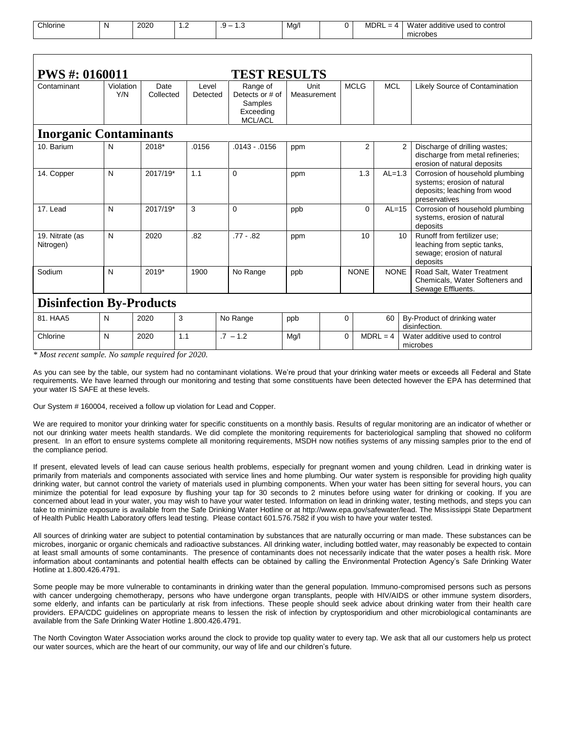| | | | | | | | | |
|---|---|---|---|---|---|---|---|---|
| Chlorine | N | 2020 | 1.2 | .9 – 1.3 | Mg/l | 0 | MDRL = 4 | Water additive used to control microbes |

## PWS #: 0160011 TEST RESULTS

| Contaminant | Violation Y/N | Date Collected | Level Detected | Range of Detects or # of Samples Exceeding MCL/ACL | Unit Measurement | MCLG | MCL | Likely Source of Contamination |
|---|---|---|---|---|---|---|---|---|
| **Inorganic Contaminants** | | | | | | | | |
| 10. Barium | N | 2018* | .0156 | .0143 - .0156 | ppm | 2 | 2 | Discharge of drilling wastes; discharge from metal refineries; erosion of natural deposits |
| 14. Copper | N | 2017/19* | 1.1 | 0 | ppm | 1.3 | AL=1.3 | Corrosion of household plumbing systems; erosion of natural deposits; leaching from wood preservatives |
| 17. Lead | N | 2017/19* | 3 | 0 | ppb | 0 | AL=15 | Corrosion of household plumbing systems, erosion of natural deposits |
| 19. Nitrate (as Nitrogen) | N | 2020 | .82 | .77 - .82 | ppm | 10 | 10 | Runoff from fertilizer use; leaching from septic tanks, sewage; erosion of natural deposits |
| Sodium | N | 2019* | 1900 | No Range | ppb | NONE | NONE | Road Salt, Water Treatment Chemicals, Water Softeners and Sewage Effluents. |
| **Disinfection By-Products** | | | | | | | | |
| 81. HAA5 | N | 2020 | 3 | No Range | ppb | 0 | 60 | By-Product of drinking water disinfection. |
| Chlorine | N | 2020 | 1.1 | .7 – 1.2 | Mg/l | 0 | MDRL = 4 | Water additive used to control microbes |

*\* Most recent sample. No sample required for 2020.*

As you can see by the table, our system had no contaminant violations. We're proud that your drinking water meets or exceeds all Federal and State requirements. We have learned through our monitoring and testing that some constituents have been detected however the EPA has determined that your water IS SAFE at these levels.

Our System # 160004, received a follow up violation for Lead and Copper.

We are required to monitor your drinking water for specific constituents on a monthly basis. Results of regular monitoring are an indicator of whether or not our drinking water meets health standards. We did complete the monitoring requirements for bacteriological sampling that showed no coliform present. In an effort to ensure systems complete all monitoring requirements, MSDH now notifies systems of any missing samples prior to the end of the compliance period.

If present, elevated levels of lead can cause serious health problems, especially for pregnant women and young children. Lead in drinking water is primarily from materials and components associated with service lines and home plumbing. Our water system is responsible for providing high quality drinking water, but cannot control the variety of materials used in plumbing components. When your water has been sitting for several hours, you can minimize the potential for lead exposure by flushing your tap for 30 seconds to 2 minutes before using water for drinking or cooking. If you are concerned about lead in your water, you may wish to have your water tested. Information on lead in drinking water, testing methods, and steps you can take to minimize exposure is available from the Safe Drinking Water Hotline or at http://www.epa.gov/safewater/lead. The Mississippi State Department of Health Public Health Laboratory offers lead testing. Please contact 601.576.7582 if you wish to have your water tested.

All sources of drinking water are subject to potential contamination by substances that are naturally occurring or man made. These substances can be microbes, inorganic or organic chemicals and radioactive substances. All drinking water, including bottled water, may reasonably be expected to contain at least small amounts of some contaminants. The presence of contaminants does not necessarily indicate that the water poses a health risk. More information about contaminants and potential health effects can be obtained by calling the Environmental Protection Agency's Safe Drinking Water Hotline at 1.800.426.4791.

Some people may be more vulnerable to contaminants in drinking water than the general population. Immuno-compromised persons such as persons with cancer undergoing chemotherapy, persons who have undergone organ transplants, people with HIV/AIDS or other immune system disorders, some elderly, and infants can be particularly at risk from infections. These people should seek advice about drinking water from their health care providers. EPA/CDC guidelines on appropriate means to lessen the risk of infection by cryptosporidium and other microbiological contaminants are available from the Safe Drinking Water Hotline 1.800.426.4791.

The North Covington Water Association works around the clock to provide top quality water to every tap. We ask that all our customers help us protect our water sources, which are the heart of our community, our way of life and our children's future.